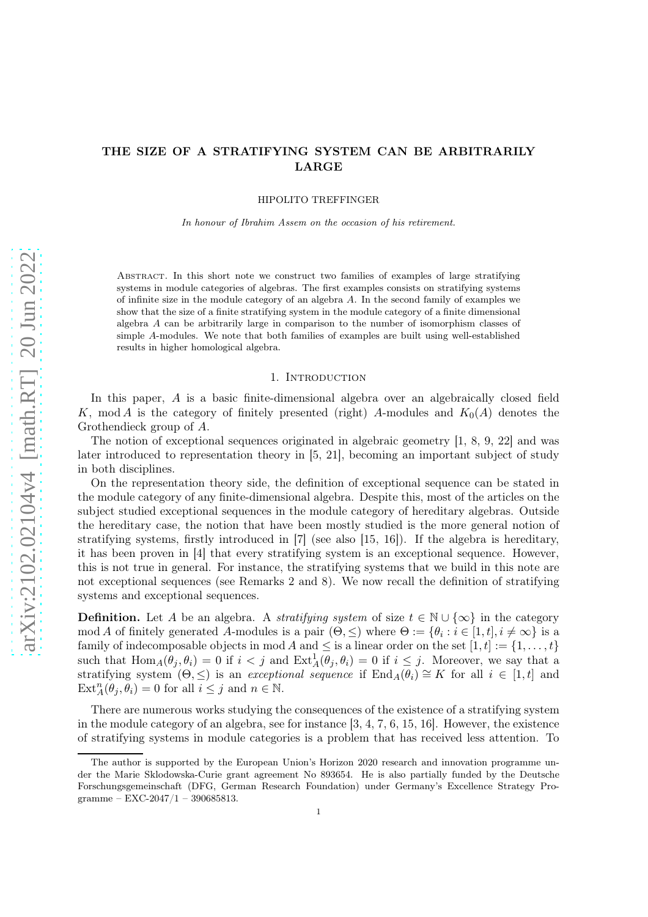# THE SIZE OF A STRATIFYING SYSTEM CAN BE ARBITRARILY LARGE

HIPOLITO TREFFINGER

*In honour of Ibrahim Assem on the occasion of his retirement.*

Abstract. In this short note we construct two families of examples of large stratifying systems in module categories of algebras. The first examples consists on stratifying systems of infinite size in the module category of an algebra $A$. In the second family of examples we show that the size of a finite stratifying system in the module category of a finite dimensional algebra $A$ can be arbitrarily large in comparison to the number of isomorphism classes of simple $A$-modules. We note that both families of examples are built using well-established results in higher homological algebra.

## 1. Introduction

In this paper, $A$ is a basic finite-dimensional algebra over an algebraically closed field $K$, $\operatorname{mod} A$ is the category of finitely presented (right) $A$-modules and $K_0(A)$ denotes the Grothendieck group of $A$.

The notion of exceptional sequences originated in algebraic geometry [1, 8, 9, 22] and was later introduced to representation theory in [5, 21], becoming an important subject of study in both disciplines.

On the representation theory side, the definition of exceptional sequence can be stated in the module category of any finite-dimensional algebra. Despite this, most of the articles on the subject studied exceptional sequences in the module category of hereditary algebras. Outside the hereditary case, the notion that have been mostly studied is the more general notion of stratifying systems, firstly introduced in [7] (see also [15, 16]). If the algebra is hereditary, it has been proven in [4] that every stratifying system is an exceptional sequence. However, this is not true in general. For instance, the stratifying systems that we build in this note are not exceptional sequences (see Remarks 2 and 8). We now recall the definition of stratifying systems and exceptional sequences.

**Definition.** Let $A$ be an algebra. A *stratifying system* of size $t \in \mathbb{N} \cup \{\infty\}$ in the category $\operatorname{mod} A$ of finitely generated $A$-modules is a pair $(\Theta, \leq)$ where $\Theta := \{\theta_i : i \in [1,t], i \neq \infty\}$ is a family of indecomposable objects in $\operatorname{mod} A$ and $\leq$ is a linear order on the set $[1,t] := \{1, \dots, t\}$ such that $\operatorname{Hom}_A(\theta_j, \theta_i) = 0$ if $i < j$ and $\operatorname{Ext}^1_A(\theta_j, \theta_i) = 0$ if $i \leq j$. Moreover, we say that a stratifying system $(\Theta, \leq)$ is an *exceptional sequence* if $\operatorname{End}_A(\theta_i) \cong K$ for all $i \in [1,t]$ and $\operatorname{Ext}^n_A(\theta_j, \theta_i) = 0$ for all $i \leq j$ and $n \in \mathbb{N}$.

There are numerous works studying the consequences of the existence of a stratifying system in the module category of an algebra, see for instance [3, 4, 7, 6, 15, 16]. However, the existence of stratifying systems in module categories is a problem that has received less attention. To

The author is supported by the European Union's Horizon 2020 research and innovation programme under the Marie Sklodowska-Curie grant agreement No 893654. He is also partially funded by the Deutsche Forschungsgemeinschaft (DFG, German Research Foundation) under Germany's Excellence Strategy Programme – EXC-2047/1 – 390685813.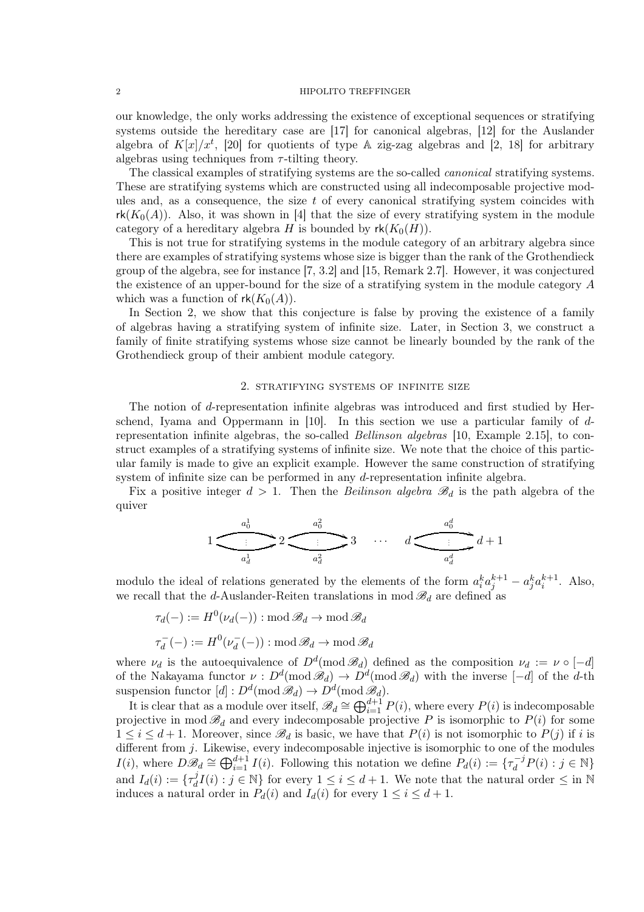our knowledge, the only works addressing the existence of exceptional sequences or stratifying systems outside the hereditary case are [17] for canonical algebras, [12] for the Auslander algebra of $K[x]/x^t$, [20] for quotients of type $\mathbb{A}$ zig-zag algebras and [2, 18] for arbitrary algebras using techniques from $\tau$-tilting theory.

The classical examples of stratifying systems are the so-called *canonical* stratifying systems. These are stratifying systems which are constructed using all indecomposable projective modules and, as a consequence, the size $t$ of every canonical stratifying system coincides with $\mathsf{rk}(K_0(A))$. Also, it was shown in [4] that the size of every stratifying system in the module category of a hereditary algebra $H$ is bounded by $\mathsf{rk}(K_0(H))$.

This is not true for stratifying systems in the module category of an arbitrary algebra since there are examples of stratifying systems whose size is bigger than the rank of the Grothendieck group of the algebra, see for instance [7, 3.2] and [15, Remark 2.7]. However, it was conjectured the existence of an upper-bound for the size of a stratifying system in the module category $A$ which was a function of $\mathsf{rk}(K_0(A))$.

In Section 2, we show that this conjecture is false by proving the existence of a family of algebras having a stratifying system of infinite size. Later, in Section 3, we construct a family of finite stratifying systems whose size cannot be linearly bounded by the rank of the Grothendieck group of their ambient module category.

## 2. Stratifying systems of infinite size

The notion of $d$-representation infinite algebras was introduced and first studied by Herschend, Iyama and Oppermann in [10]. In this section we use a particular family of $d$-representation infinite algebras, the so-called *Bellinson algebras* [10, Example 2.15], to construct examples of a stratifying systems of infinite size. We note that the choice of this particular family is made to give an explicit example. However the same construction of stratifying system of infinite size can be performed in any $d$-representation infinite algebra.

Fix a positive integer $d > 1$. Then the *Beilinson algebra* $\mathscr{B}_d$ is the path algebra of the quiver

$$1 \overset{a_0^1}{\underset{a_d^1}{\rightrightarrows}} 2 \overset{a_0^2}{\underset{a_d^2}{\rightrightarrows}} 3 \quad \cdots \quad d \overset{a_0^d}{\underset{a_d^d}{\rightrightarrows}} d+1$$

modulo the ideal of relations generated by the elements of the form $a_i^k a_j^{k+1} - a_j^k a_i^{k+1}$. Also, we recall that the $d$-Auslander-Reiten translations in $\operatorname{mod} \mathscr{B}_d$ are defined as

$$\tau_d(-) := H^0(\nu_d(-)) : \operatorname{mod} \mathscr{B}_d \to \operatorname{mod} \mathscr{B}_d$$

$$\tau_d^-(-) := H^0(\nu_d^-(-)) : \operatorname{mod} \mathscr{B}_d \to \operatorname{mod} \mathscr{B}_d$$

where $\nu_d$ is the autoequivalence of $D^d(\operatorname{mod} \mathscr{B}_d)$ defined as the composition $\nu_d := \nu \circ [-d]$ of the Nakayama functor $\nu : D^d(\operatorname{mod} \mathscr{B}_d) \to D^d(\operatorname{mod} \mathscr{B}_d)$ with the inverse $[-d]$ of the $d$-th suspension functor $[d] : D^d(\operatorname{mod} \mathscr{B}_d) \to D^d(\operatorname{mod} \mathscr{B}_d)$.

It is clear that as a module over itself, $\mathscr{B}_d \cong \bigoplus_{i=1}^{d+1} P(i)$, where every $P(i)$ is indecomposable projective in $\operatorname{mod} \mathscr{B}_d$ and every indecomposable projective $P$ is isomorphic to $P(i)$ for some $1 \leq i \leq d+1$. Moreover, since $\mathscr{B}_d$ is basic, we have that $P(i)$ is not isomorphic to $P(j)$ if $i$ is different from $j$. Likewise, every indecomposable injective is isomorphic to one of the modules $I(i)$, where $D\mathscr{B}_d \cong \bigoplus_{i=1}^{d+1} I(i)$. Following this notation we define $P_d(i) := \{\tau_d^{-j} P(i) : j \in \mathbb{N}\}$ and $I_d(i) := \{\tau_d^j I(i) : j \in \mathbb{N}\}$ for every $1 \leq i \leq d+1$. We note that the natural order $\leq$ in $\mathbb{N}$ induces a natural order in $P_d(i)$ and $I_d(i)$ for every $1 \leq i \leq d+1$.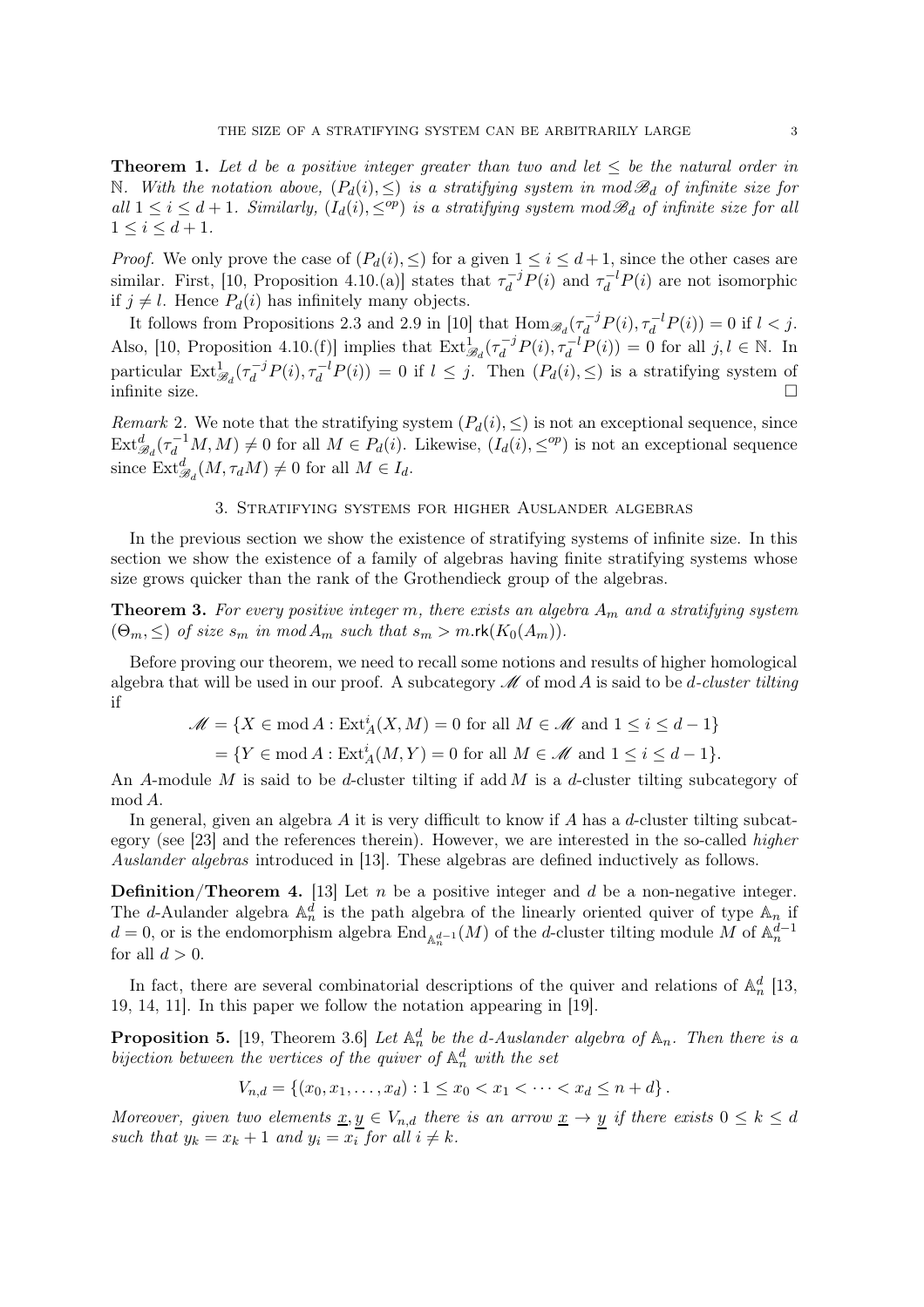**Theorem 1.** *Let $d$ be a positive integer greater than two and let $\leq$ be the natural order in $\mathbb{N}$. With the notation above, $(P_d(i), \leq)$ is a stratifying system in $\operatorname{mod} \mathscr{B}_d$ of infinite size for all $1 \leq i \leq d+1$. Similarly, $(I_d(i), \leq^{op})$ is a stratifying system $\operatorname{mod} \mathscr{B}_d$ of infinite size for all $1 \leq i \leq d+1$.*

*Proof.* We only prove the case of $(P_d(i), \leq)$ for a given $1 \leq i \leq d+1$, since the other cases are similar. First, [10, Proposition 4.10.(a)] states that $\tau_d^{-j} P(i)$ and $\tau_d^{-l} P(i)$ are not isomorphic if $j \neq l$. Hence $P_d(i)$ has infinitely many objects.

It follows from Propositions 2.3 and 2.9 in [10] that $\operatorname{Hom}_{\mathscr{B}_d}(\tau_d^{-j} P(i), \tau_d^{-l} P(i)) = 0$ if $l < j$. Also, [10, Proposition 4.10.(f)] implies that $\operatorname{Ext}^1_{\mathscr{B}_d}(\tau_d^{-j} P(i), \tau_d^{-l} P(i)) = 0$ for all $j, l \in \mathbb{N}$. In particular $\operatorname{Ext}^1_{\mathscr{B}_d}(\tau_d^{-j} P(i), \tau_d^{-l} P(i)) = 0$ if $l \leq j$. Then $(P_d(i), \leq)$ is a stratifying system of infinite size. $\square$

*Remark* 2. We note that the stratifying system $(P_d(i), \leq)$ is not an exceptional sequence, since $\operatorname{Ext}^d_{\mathscr{B}_d}(\tau_d^{-1} M, M) \neq 0$ for all $M \in P_d(i)$. Likewise, $(I_d(i), \leq^{op})$ is not an exceptional sequence since $\operatorname{Ext}^d_{\mathscr{B}_d}(M, \tau_d M) \neq 0$ for all $M \in I_d$.

## 3. Stratifying systems for higher Auslander algebras

In the previous section we show the existence of stratifying systems of infinite size. In this section we show the existence of a family of algebras having finite stratifying systems whose size grows quicker than the rank of the Grothendieck group of the algebras.

**Theorem 3.** *For every positive integer $m$, there exists an algebra $A_m$ and a stratifying system $(\Theta_m, \leq)$ of size $s_m$ in $\operatorname{mod} A_m$ such that $s_m > m.\mathsf{rk}(K_0(A_m))$.*

Before proving our theorem, we need to recall some notions and results of higher homological algebra that will be used in our proof. A subcategory $\mathscr{M}$ of $\operatorname{mod} A$ is said to be *$d$-cluster tilting* if

$$
\begin{aligned}
\mathscr{M} &= \{X \in \operatorname{mod} A : \operatorname{Ext}^i_A(X, M) = 0 \text{ for all } M \in \mathscr{M} \text{ and } 1 \leq i \leq d-1\} \\
&= \{Y \in \operatorname{mod} A : \operatorname{Ext}^i_A(M, Y) = 0 \text{ for all } M \in \mathscr{M} \text{ and } 1 \leq i \leq d-1\}.
\end{aligned}
$$

An $A$-module $M$ is said to be $d$-cluster tilting if $\operatorname{add} M$ is a $d$-cluster tilting subcategory of $\operatorname{mod} A$.

In general, given an algebra $A$ it is very difficult to know if $A$ has a $d$-cluster tilting subcategory (see [23] and the references therein). However, we are interested in the so-called *higher Auslander algebras* introduced in [13]. These algebras are defined inductively as follows.

**Definition/Theorem 4.** [13] Let $n$ be a positive integer and $d$ be a non-negative integer. The $d$-Aulander algebra $\mathbb{A}^d_n$ is the path algebra of the linearly oriented quiver of type $\mathbb{A}_n$ if $d = 0$, or is the endomorphism algebra $\operatorname{End}_{\mathbb{A}^{d-1}_n}(M)$ of the $d$-cluster tilting module $M$ of $\mathbb{A}^{d-1}_n$ for all $d > 0$.

In fact, there are several combinatorial descriptions of the quiver and relations of $\mathbb{A}^d_n$ [13, 19, 14, 11]. In this paper we follow the notation appearing in [19].

**Proposition 5.** [19, Theorem 3.6] *Let $\mathbb{A}^d_n$ be the $d$-Auslander algebra of $\mathbb{A}_n$. Then there is a bijection between the vertices of the quiver of $\mathbb{A}^d_n$ with the set*

$$
V_{n,d} = \{(x_0, x_1, \ldots, x_d) : 1 \leq x_0 < x_1 < \cdots < x_d \leq n+d\}.
$$

*Moreover, given two elements $\underline{x}, \underline{y} \in V_{n,d}$ there is an arrow $\underline{x} \to \underline{y}$ if there exists $0 \leq k \leq d$ such that $y_k = x_k + 1$ and $y_i = x_i$ for all $i \neq k$.*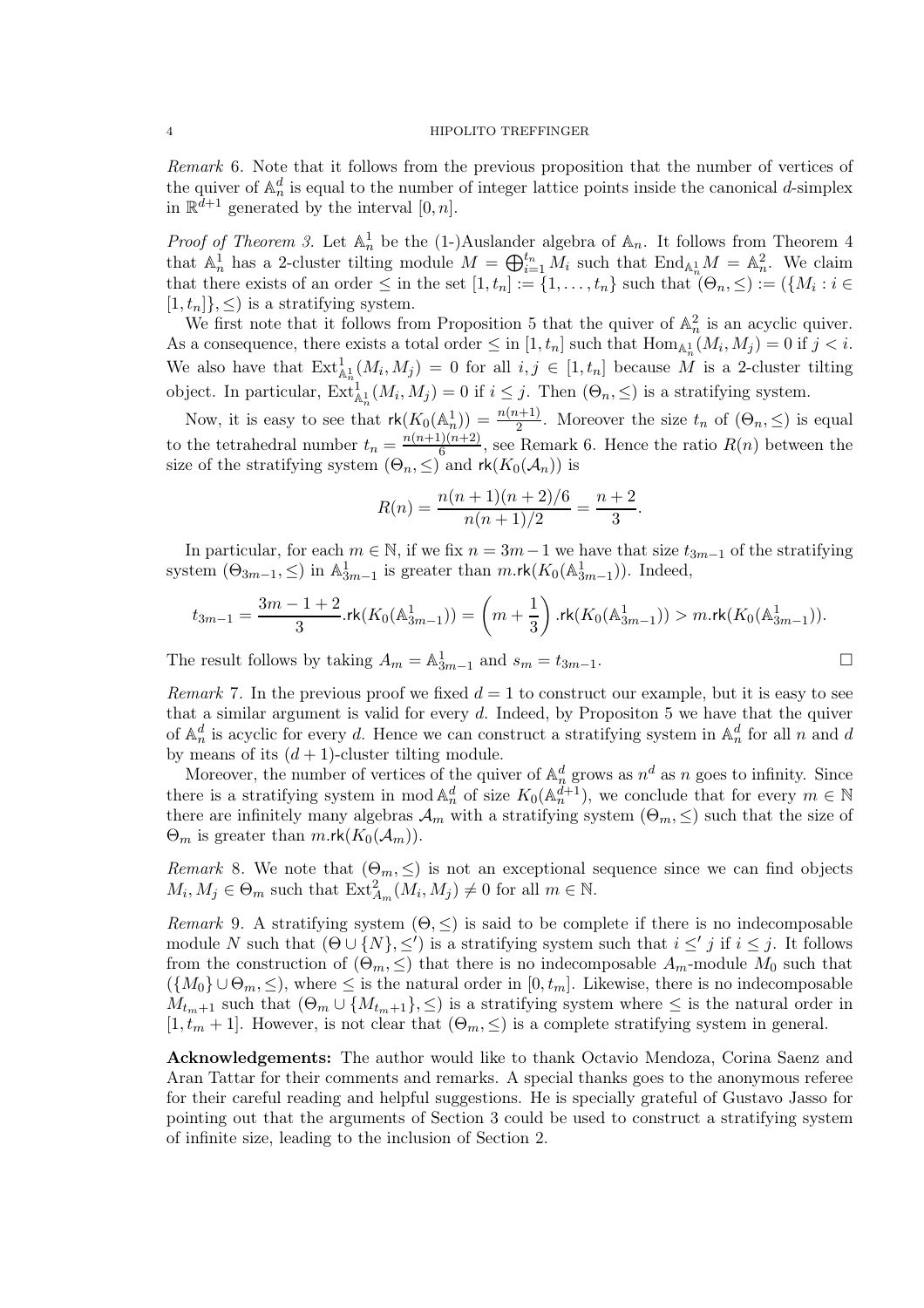*Remark* 6. Note that it follows from the previous proposition that the number of vertices of the quiver of $\mathbb{A}_n^d$ is equal to the number of integer lattice points inside the canonical $d$-simplex in $\mathbb{R}^{d+1}$ generated by the interval $[0, n]$.

*Proof of Theorem 3.* Let $\mathbb{A}_n^1$ be the (1-)Auslander algebra of $\mathbb{A}_n$. It follows from Theorem 4 that $\mathbb{A}_n^1$ has a 2-cluster tilting module $M = \bigoplus_{i=1}^{t_n} M_i$ such that $\mathrm{End}_{\mathbb{A}_n^1} M = \mathbb{A}_n^2$. We claim that there exists of an order $\leq$ in the set $[1, t_n] := \{1, \ldots, t_n\}$ such that $(\Theta_n, \leq) := (\{M_i : i \in [1, t_n]\}, \leq)$ is a stratifying system.

We first note that it follows from Proposition 5 that the quiver of $\mathbb{A}_n^2$ is an acyclic quiver. As a consequence, there exists a total order $\leq$ in $[1, t_n]$ such that $\mathrm{Hom}_{\mathbb{A}_n^1}(M_i, M_j) = 0$ if $j < i$. We also have that $\mathrm{Ext}^1_{\mathbb{A}_n^1}(M_i, M_j) = 0$ for all $i, j \in [1, t_n]$ because $M$ is a 2-cluster tilting object. In particular, $\mathrm{Ext}^1_{\mathbb{A}_n^1}(M_i, M_j) = 0$ if $i \leq j$. Then $(\Theta_n, \leq)$ is a stratifying system.

Now, it is easy to see that $\mathsf{rk}(K_0(\mathbb{A}_n^1)) = \frac{n(n+1)}{2}$. Moreover the size $t_n$ of $(\Theta_n, \leq)$ is equal to the tetrahedral number $t_n = \frac{n(n+1)(n+2)}{6}$, see Remark 6. Hence the ratio $R(n)$ between the size of the stratifying system $(\Theta_n, \leq)$ and $\mathsf{rk}(K_0(\mathcal{A}_n))$ is

$$R(n) = \frac{n(n+1)(n+2)/6}{n(n+1)/2} = \frac{n+2}{3}.$$

In particular, for each $m \in \mathbb{N}$, if we fix $n = 3m - 1$ we have that size $t_{3m-1}$ of the stratifying system $(\Theta_{3m-1}, \leq)$ in $\mathbb{A}_{3m-1}^1$ is greater than $m.\mathsf{rk}(K_0(\mathbb{A}_{3m-1}^1))$. Indeed,

$$t_{3m-1} = \frac{3m-1+2}{3}.\mathsf{rk}(K_0(\mathbb{A}_{3m-1}^1)) = \left(m + \frac{1}{3}\right).\mathsf{rk}(K_0(\mathbb{A}_{3m-1}^1)) > m.\mathsf{rk}(K_0(\mathbb{A}_{3m-1}^1)).$$

The result follows by taking $A_m = \mathbb{A}_{3m-1}^1$ and $s_m = t_{3m-1}$. □

*Remark* 7. In the previous proof we fixed $d = 1$ to construct our example, but it is easy to see that a similar argument is valid for every $d$. Indeed, by Propositon 5 we have that the quiver of $\mathbb{A}_n^d$ is acyclic for every $d$. Hence we can construct a stratifying system in $\mathbb{A}_n^d$ for all $n$ and $d$ by means of its $(d+1)$-cluster tilting module.

Moreover, the number of vertices of the quiver of $\mathbb{A}_n^d$ grows as $n^d$ as $n$ goes to infinity. Since there is a stratifying system in $\mathrm{mod}\,\mathbb{A}_n^d$ of size $K_0(\mathbb{A}_n^{d+1})$, we conclude that for every $m \in \mathbb{N}$ there are infinitely many algebras $\mathcal{A}_m$ with a stratifying system $(\Theta_m, \leq)$ such that the size of $\Theta_m$ is greater than $m.\mathsf{rk}(K_0(\mathcal{A}_m))$.

*Remark* 8. We note that $(\Theta_m, \leq)$ is not an exceptional sequence since we can find objects $M_i, M_j \in \Theta_m$ such that $\mathrm{Ext}^2_{A_m}(M_i, M_j) \neq 0$ for all $m \in \mathbb{N}$.

*Remark* 9. A stratifying system $(\Theta, \leq)$ is said to be complete if there is no indecomposable module $N$ such that $(\Theta \cup \{N\}, \leq')$ is a stratifying system such that $i \leq' j$ if $i \leq j$. It follows from the construction of $(\Theta_m, \leq)$ that there is no indecomposable $A_m$-module $M_0$ such that $(\{M_0\} \cup \Theta_m, \leq)$, where $\leq$ is the natural order in $[0, t_m]$. Likewise, there is no indecomposable $M_{t_m+1}$ such that $(\Theta_m \cup \{M_{t_m+1}\}, \leq)$ is a stratifying system where $\leq$ is the natural order in $[1, t_m + 1]$. However, is not clear that $(\Theta_m, \leq)$ is a complete stratifying system in general.

**Acknowledgements:** The author would like to thank Octavio Mendoza, Corina Saenz and Aran Tattar for their comments and remarks. A special thanks goes to the anonymous referee for their careful reading and helpful suggestions. He is specially grateful of Gustavo Jasso for pointing out that the arguments of Section 3 could be used to construct a stratifying system of infinite size, leading to the inclusion of Section 2.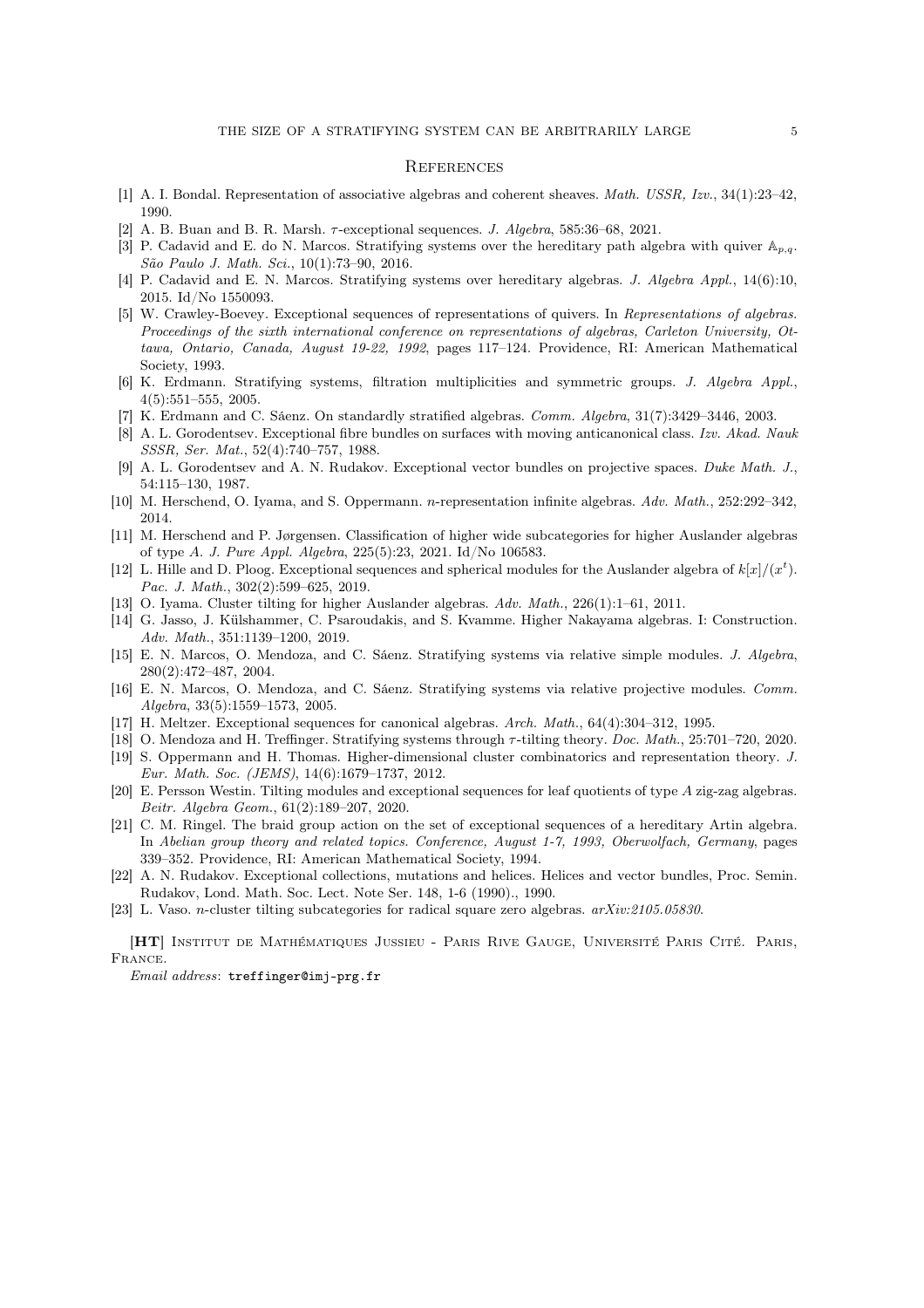## References

[1] A. I. Bondal. Representation of associative algebras and coherent sheaves. *Math. USSR, Izv.*, 34(1):23–42, 1990.

[2] A. B. Buan and B. R. Marsh. $\tau$-exceptional sequences. *J. Algebra*, 585:36–68, 2021.

[3] P. Cadavid and E. do N. Marcos. Stratifying systems over the hereditary path algebra with quiver $\mathbb{A}_{p,q}$. *São Paulo J. Math. Sci.*, 10(1):73–90, 2016.

[4] P. Cadavid and E. N. Marcos. Stratifying systems over hereditary algebras. *J. Algebra Appl.*, 14(6):10, 2015. Id/No 1550093.

[5] W. Crawley-Boevey. Exceptional sequences of representations of quivers. In *Representations of algebras. Proceedings of the sixth international conference on representations of algebras, Carleton University, Ottawa, Ontario, Canada, August 19-22, 1992*, pages 117–124. Providence, RI: American Mathematical Society, 1993.

[6] K. Erdmann. Stratifying systems, filtration multiplicities and symmetric groups. *J. Algebra Appl.*, 4(5):551–555, 2005.

[7] K. Erdmann and C. Sáenz. On standardly stratified algebras. *Comm. Algebra*, 31(7):3429–3446, 2003.

[8] A. L. Gorodentsev. Exceptional fibre bundles on surfaces with moving anticanonical class. *Izv. Akad. Nauk SSSR, Ser. Mat.*, 52(4):740–757, 1988.

[9] A. L. Gorodentsev and A. N. Rudakov. Exceptional vector bundles on projective spaces. *Duke Math. J.*, 54:115–130, 1987.

[10] M. Herschend, O. Iyama, and S. Oppermann. $n$-representation infinite algebras. *Adv. Math.*, 252:292–342, 2014.

[11] M. Herschend and P. Jørgensen. Classification of higher wide subcategories for higher Auslander algebras of type $A$. *J. Pure Appl. Algebra*, 225(5):23, 2021. Id/No 106583.

[12] L. Hille and D. Ploog. Exceptional sequences and spherical modules for the Auslander algebra of $k[x]/(x^t)$. *Pac. J. Math.*, 302(2):599–625, 2019.

[13] O. Iyama. Cluster tilting for higher Auslander algebras. *Adv. Math.*, 226(1):1–61, 2011.

[14] G. Jasso, J. Külshammer, C. Psaroudakis, and S. Kvamme. Higher Nakayama algebras. I: Construction. *Adv. Math.*, 351:1139–1200, 2019.

[15] E. N. Marcos, O. Mendoza, and C. Sáenz. Stratifying systems via relative simple modules. *J. Algebra*, 280(2):472–487, 2004.

[16] E. N. Marcos, O. Mendoza, and C. Sáenz. Stratifying systems via relative projective modules. *Comm. Algebra*, 33(5):1559–1573, 2005.

[17] H. Meltzer. Exceptional sequences for canonical algebras. *Arch. Math.*, 64(4):304–312, 1995.

[18] O. Mendoza and H. Treffinger. Stratifying systems through $\tau$-tilting theory. *Doc. Math.*, 25:701–720, 2020.

[19] S. Oppermann and H. Thomas. Higher-dimensional cluster combinatorics and representation theory. *J. Eur. Math. Soc. (JEMS)*, 14(6):1679–1737, 2012.

[20] E. Persson Westin. Tilting modules and exceptional sequences for leaf quotients of type $A$ zig-zag algebras. *Beitr. Algebra Geom.*, 61(2):189–207, 2020.

[21] C. M. Ringel. The braid group action on the set of exceptional sequences of a hereditary Artin algebra. In *Abelian group theory and related topics. Conference, August 1-7, 1993, Oberwolfach, Germany*, pages 339–352. Providence, RI: American Mathematical Society, 1994.

[22] A. N. Rudakov. Exceptional collections, mutations and helices. Helices and vector bundles, Proc. Semin. Rudakov, Lond. Math. Soc. Lect. Note Ser. 148, 1-6 (1990)., 1990.

[23] L. Vaso. $n$-cluster tilting subcategories for radical square zero algebras. *arXiv:2105.05830*.

**[HT]** Institut de Mathématiques Jussieu - Paris Rive Gauge, Université Paris Cité. Paris, France.

*Email address*: `treffinger@imj-prg.fr`